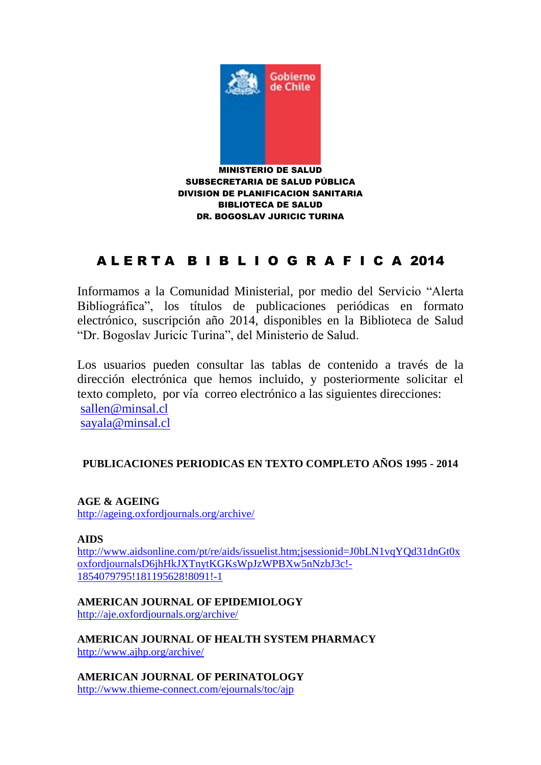Gobierno de Chile

**MINISTERIO DE SALUD**
**SUBSECRETARIA DE SALUD PÚBLICA**
**DIVISION DE PLANIFICACION SANITARIA**
**BIBLIOTECA DE SALUD**
**DR. BOGOSLAV JURICIC TURINA**

# A L E R T A B I B L I O G R A F I C A 2014

Informamos a la Comunidad Ministerial, por medio del Servicio "Alerta Bibliográfica", los títulos de publicaciones periódicas en formato electrónico, suscripción año 2014, disponibles en la Biblioteca de Salud "Dr. Bogoslav Juricic Turina", del Ministerio de Salud.

Los usuarios pueden consultar las tablas de contenido a través de la dirección electrónica que hemos incluido, y posteriormente solicitar el texto completo, por vía correo electrónico a las siguientes direcciones:
sallen@minsal.cl
sayala@minsal.cl

## PUBLICACIONES PERIODICAS EN TEXTO COMPLETO AÑOS 1995 - 2014

**AGE & AGEING**
http://ageing.oxfordjournals.org/archive/

**AIDS**
http://www.aidsonline.com/pt/re/aids/issuelist.htm;jsessionid=J0bLN1vqYQd31dnGt0xoxfordjournalsD6jhHkJXTnytKGKsWpJzWPBXw5nNzbJ3c!-1854079795!181195628!8091!-1

**AMERICAN JOURNAL OF EPIDEMIOLOGY**
http://aje.oxfordjournals.org/archive/

**AMERICAN JOURNAL OF HEALTH SYSTEM PHARMACY**
http://www.ajhp.org/archive/

**AMERICAN JOURNAL OF PERINATOLOGY**
http://www.thieme-connect.com/ejournals/toc/ajp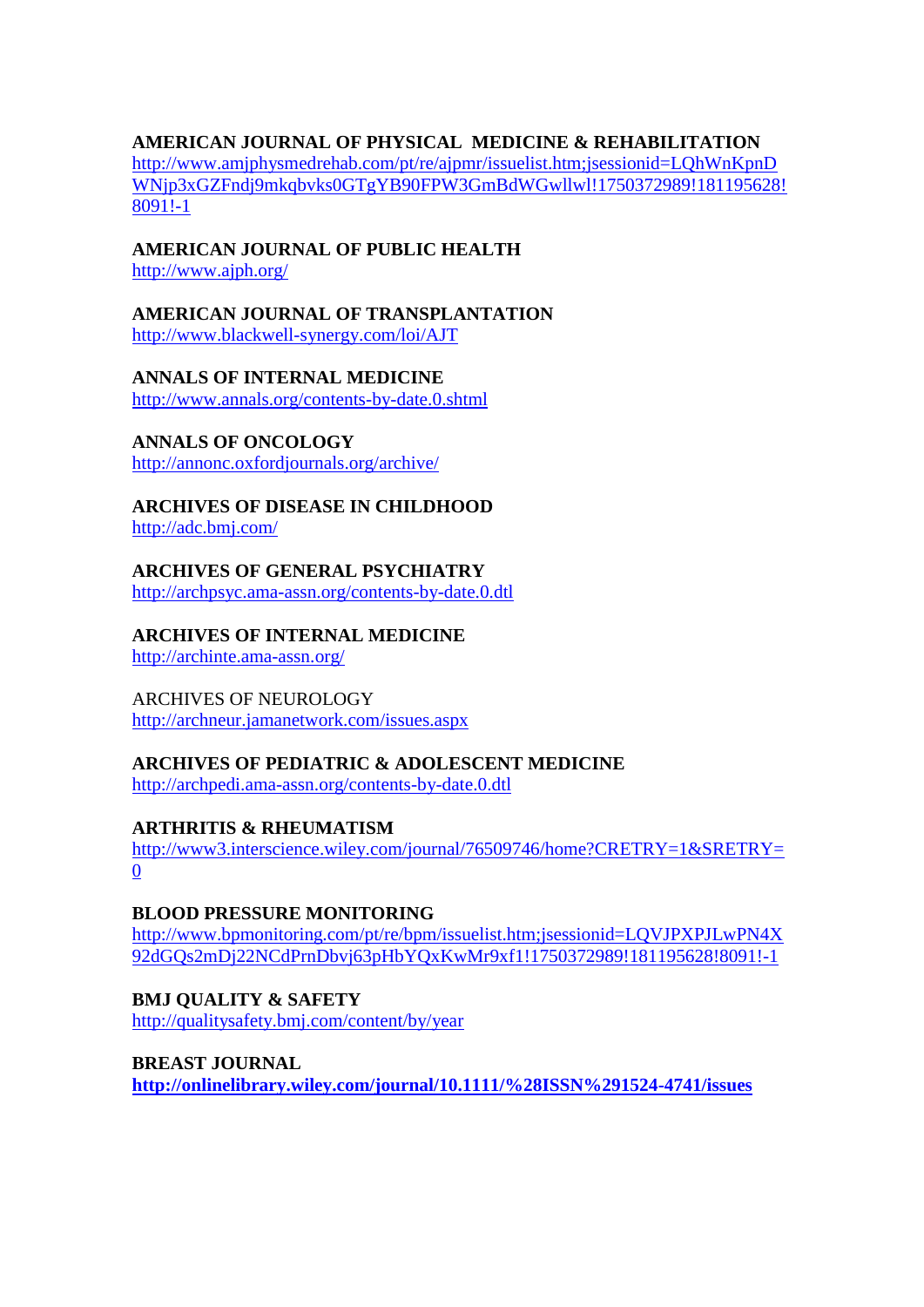**AMERICAN JOURNAL OF PHYSICAL MEDICINE & REHABILITATION**
http://www.amjphysmedrehab.com/pt/re/ajpmr/issuelist.htm;jsessionid=LQhWnKpnDWNjp3xGZFndj9mkqbvks0GTgYB90FPW3GmBdWGwllwl!1750372989!181195628!8091!-1

**AMERICAN JOURNAL OF PUBLIC HEALTH**
http://www.ajph.org/

**AMERICAN JOURNAL OF TRANSPLANTATION**
http://www.blackwell-synergy.com/loi/AJT

**ANNALS OF INTERNAL MEDICINE**
http://www.annals.org/contents-by-date.0.shtml

**ANNALS OF ONCOLOGY**
http://annonc.oxfordjournals.org/archive/

**ARCHIVES OF DISEASE IN CHILDHOOD**
http://adc.bmj.com/

**ARCHIVES OF GENERAL PSYCHIATRY**
http://archpsyc.ama-assn.org/contents-by-date.0.dtl

**ARCHIVES OF INTERNAL MEDICINE**
http://archinte.ama-assn.org/

ARCHIVES OF NEUROLOGY
http://archneur.jamanetwork.com/issues.aspx

**ARCHIVES OF PEDIATRIC & ADOLESCENT MEDICINE**
http://archpedi.ama-assn.org/contents-by-date.0.dtl

**ARTHRITIS & RHEUMATISM**
http://www3.interscience.wiley.com/journal/76509746/home?CRETRY=1&SRETRY=0

**BLOOD PRESSURE MONITORING**
http://www.bpmonitoring.com/pt/re/bpm/issuelist.htm;jsessionid=LQVJPXPJLwPN4X92dGQs2mDj22NCdPrnDbvj63pHbYQxKwMr9xf1!1750372989!181195628!8091!-1

**BMJ QUALITY & SAFETY**
http://qualitysafety.bmj.com/content/by/year

**BREAST JOURNAL**
**http://onlinelibrary.wiley.com/journal/10.1111/%28ISSN%291524-4741/issues**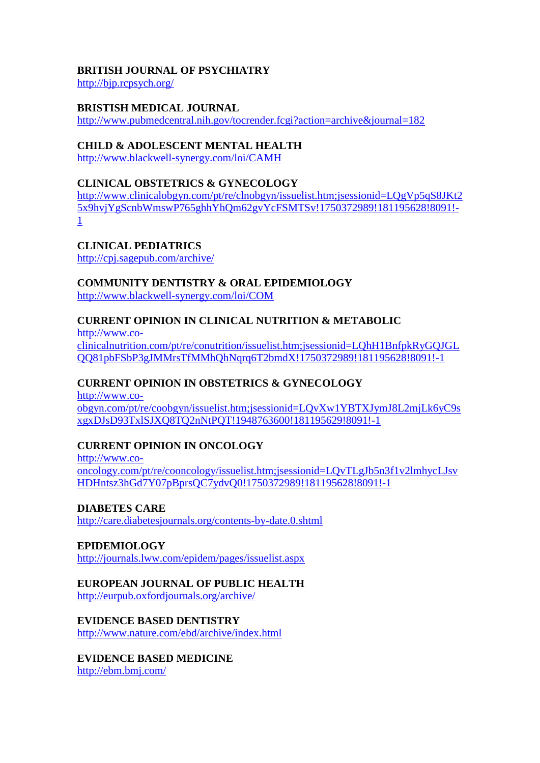**BRITISH JOURNAL OF PSYCHIATRY**
http://bjp.rcpsych.org/

**BRISTISH MEDICAL JOURNAL**
http://www.pubmedcentral.nih.gov/tocrender.fcgi?action=archive&journal=182

**CHILD & ADOLESCENT MENTAL HEALTH**
http://www.blackwell-synergy.com/loi/CAMH

**CLINICAL OBSTETRICS & GYNECOLOGY**
http://www.clinicalobgyn.com/pt/re/clnobgyn/issuelist.htm;jsessionid=LQgVp5qS8JKt25x9hvjYgScnbWmswP765ghhYhQm62gvYcFSMTSv!1750372989!181195628!8091!-1

**CLINICAL PEDIATRICS**
http://cpj.sagepub.com/archive/

**COMMUNITY DENTISTRY & ORAL EPIDEMIOLOGY**
http://www.blackwell-synergy.com/loi/COM

**CURRENT OPINION IN CLINICAL NUTRITION & METABOLIC**
http://www.co-clinicalnutrition.com/pt/re/conutrition/issuelist.htm;jsessionid=LQhH1BnfpkRyGQJGLQQ81pbFSbP3gJMMrsTfMMhQhNqrq6T2bmdX!1750372989!181195628!8091!-1

**CURRENT OPINION IN OBSTETRICS & GYNECOLOGY**
http://www.co-obgyn.com/pt/re/coobgyn/issuelist.htm;jsessionid=LQvXw1YBTXJymJ8L2mjLk6yC9sxgxDJsD93TxlSJXQ8TQ2nNtPQT!1948763600!181195629!8091!-1

**CURRENT OPINION IN ONCOLOGY**
http://www.co-oncology.com/pt/re/cooncology/issuelist.htm;jsessionid=LQvTLgJb5n3f1v2lmhycLJsvHDHntsz3hGd7Y07pBprsQC7ydvQ0!1750372989!181195628!8091!-1

**DIABETES CARE**
http://care.diabetesjournals.org/contents-by-date.0.shtml

**EPIDEMIOLOGY**
http://journals.lww.com/epidem/pages/issuelist.aspx

**EUROPEAN JOURNAL OF PUBLIC HEALTH**
http://eurpub.oxfordjournals.org/archive/

**EVIDENCE BASED DENTISTRY**
http://www.nature.com/ebd/archive/index.html

**EVIDENCE BASED MEDICINE**
http://ebm.bmj.com/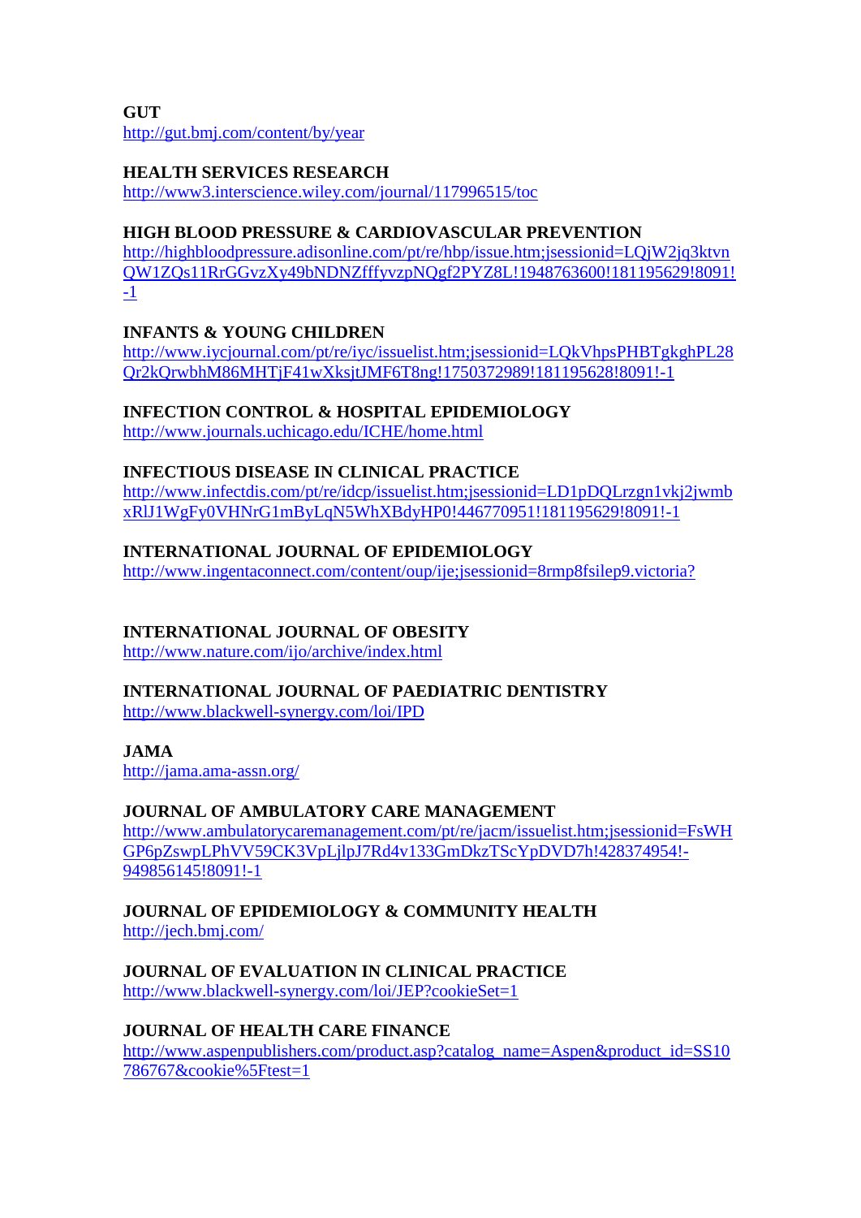**GUT**
http://gut.bmj.com/content/by/year

**HEALTH SERVICES RESEARCH**
http://www3.interscience.wiley.com/journal/117996515/toc

**HIGH BLOOD PRESSURE & CARDIOVASCULAR PREVENTION**
http://highbloodpressure.adisonline.com/pt/re/hbp/issue.htm;jsessionid=LQjW2jq3ktvnQW1ZQs11RrGGvzXy49bNDNZfffyvzpNQgf2PYZ8L!1948763600!181195629!8091!-1

**INFANTS & YOUNG CHILDREN**
http://www.iycjournal.com/pt/re/iyc/issuelist.htm;jsessionid=LQkVhpsPHBTgkghPL28Qr2kQrwbhM86MHTjF41wXksjtJMF6T8ng!1750372989!181195628!8091!-1

**INFECTION CONTROL & HOSPITAL EPIDEMIOLOGY**
http://www.journals.uchicago.edu/ICHE/home.html

**INFECTIOUS DISEASE IN CLINICAL PRACTICE**
http://www.infectdis.com/pt/re/idcp/issuelist.htm;jsessionid=LD1pDQLrzgn1vkj2jwmbxRlJ1WgFy0VHNrG1mByLqN5WhXBdyHP0!446770951!181195629!8091!-1

**INTERNATIONAL JOURNAL OF EPIDEMIOLOGY**
http://www.ingentaconnect.com/content/oup/ije;jsessionid=8rmp8fsilep9.victoria?

**INTERNATIONAL JOURNAL OF OBESITY**
http://www.nature.com/ijo/archive/index.html

**INTERNATIONAL JOURNAL OF PAEDIATRIC DENTISTRY**
http://www.blackwell-synergy.com/loi/IPD

**JAMA**
http://jama.ama-assn.org/

**JOURNAL OF AMBULATORY CARE MANAGEMENT**
http://www.ambulatorycaremanagement.com/pt/re/jacm/issuelist.htm;jsessionid=FsWHGP6pZswpLPhVV59CK3VpLjlpJ7Rd4v133GmDkzTScYpDVD7h!428374954!-949856145!8091!-1

**JOURNAL OF EPIDEMIOLOGY & COMMUNITY HEALTH**
http://jech.bmj.com/

**JOURNAL OF EVALUATION IN CLINICAL PRACTICE**
http://www.blackwell-synergy.com/loi/JEP?cookieSet=1

**JOURNAL OF HEALTH CARE FINANCE**
http://www.aspenpublishers.com/product.asp?catalog_name=Aspen&product_id=SS10786767&cookie%5Ftest=1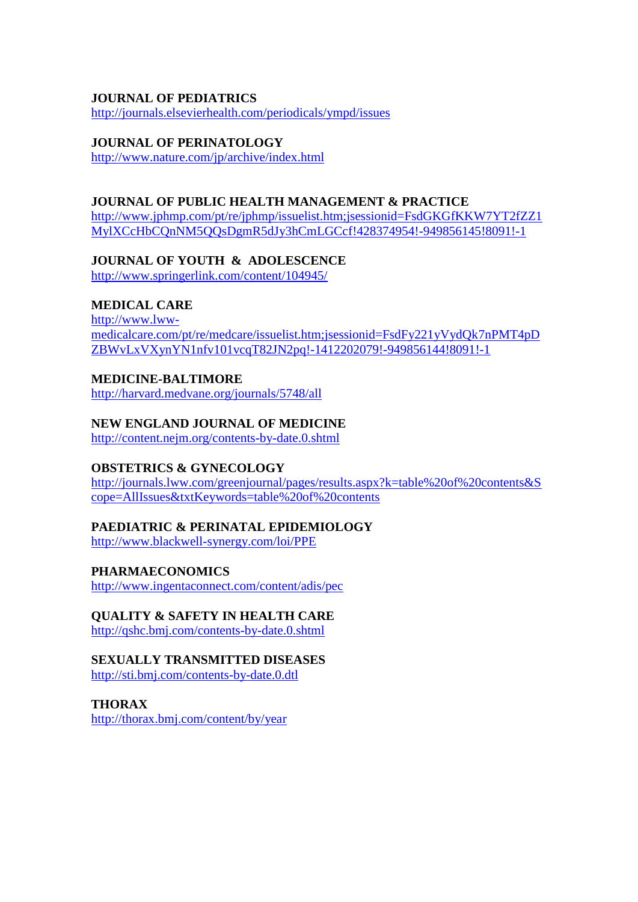**JOURNAL OF PEDIATRICS**
http://journals.elsevierhealth.com/periodicals/ympd/issues

**JOURNAL OF PERINATOLOGY**
http://www.nature.com/jp/archive/index.html

**JOURNAL OF PUBLIC HEALTH MANAGEMENT & PRACTICE**
http://www.jphmp.com/pt/re/jphmp/issuelist.htm;jsessionid=FsdGKGfKKW7YT2fZZ1MylXCcHbCQnNM5QQsDgmR5dJy3hCmLGCcf!428374954!-949856145!8091!-1

**JOURNAL OF YOUTH & ADOLESCENCE**
http://www.springerlink.com/content/104945/

**MEDICAL CARE**
http://www.lww-medicalcare.com/pt/re/medcare/issuelist.htm;jsessionid=FsdFy221yVydQk7nPMT4pDZBWvLxVXynYN1nfv101vcqT82JN2pq!-1412202079!-949856144!8091!-1

**MEDICINE-BALTIMORE**
http://harvard.medvane.org/journals/5748/all

**NEW ENGLAND JOURNAL OF MEDICINE**
http://content.nejm.org/contents-by-date.0.shtml

**OBSTETRICS & GYNECOLOGY**
http://journals.lww.com/greenjournal/pages/results.aspx?k=table%20of%20contents&Scope=AllIssues&txtKeywords=table%20of%20contents

**PAEDIATRIC & PERINATAL EPIDEMIOLOGY**
http://www.blackwell-synergy.com/loi/PPE

**PHARMAECONOMICS**
http://www.ingentaconnect.com/content/adis/pec

**QUALITY & SAFETY IN HEALTH CARE**
http://qshc.bmj.com/contents-by-date.0.shtml

**SEXUALLY TRANSMITTED DISEASES**
http://sti.bmj.com/contents-by-date.0.dtl

**THORAX**
http://thorax.bmj.com/content/by/year